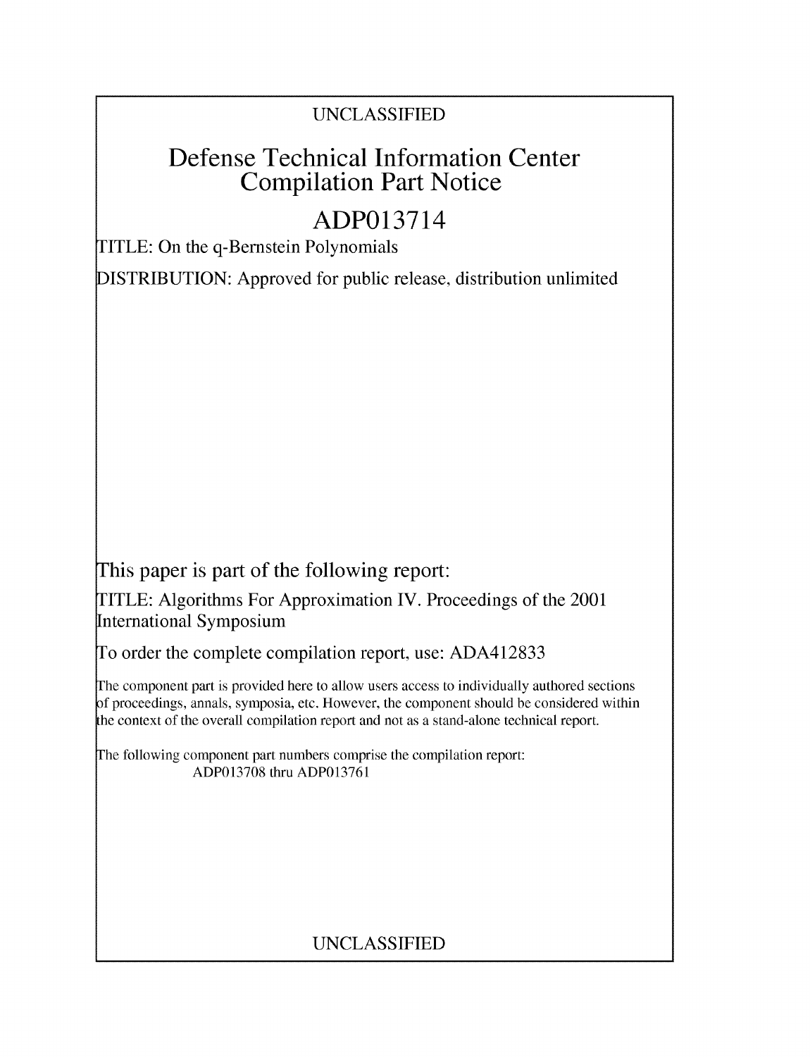UNCLASSIFIED

# Defense Technical Information Center Compilation Part Notice

## ADP013714

TITLE: On the q-Bernstein Polynomials

DISTRIBUTION: Approved for public release, distribution unlimited

This paper is part of the following report:

TITLE: Algorithms For Approximation IV. Proceedings of the 2001 International Symposium

To order the complete compilation report, use: ADA412833

The component part is provided here to allow users access to individually authored sections of proceedings, annals, symposia, etc. However, the component should be considered within the context of the overall compilation report and not as a stand-alone technical report.

The following component part numbers comprise the compilation report:
ADP013708 thru ADP013761

UNCLASSIFIED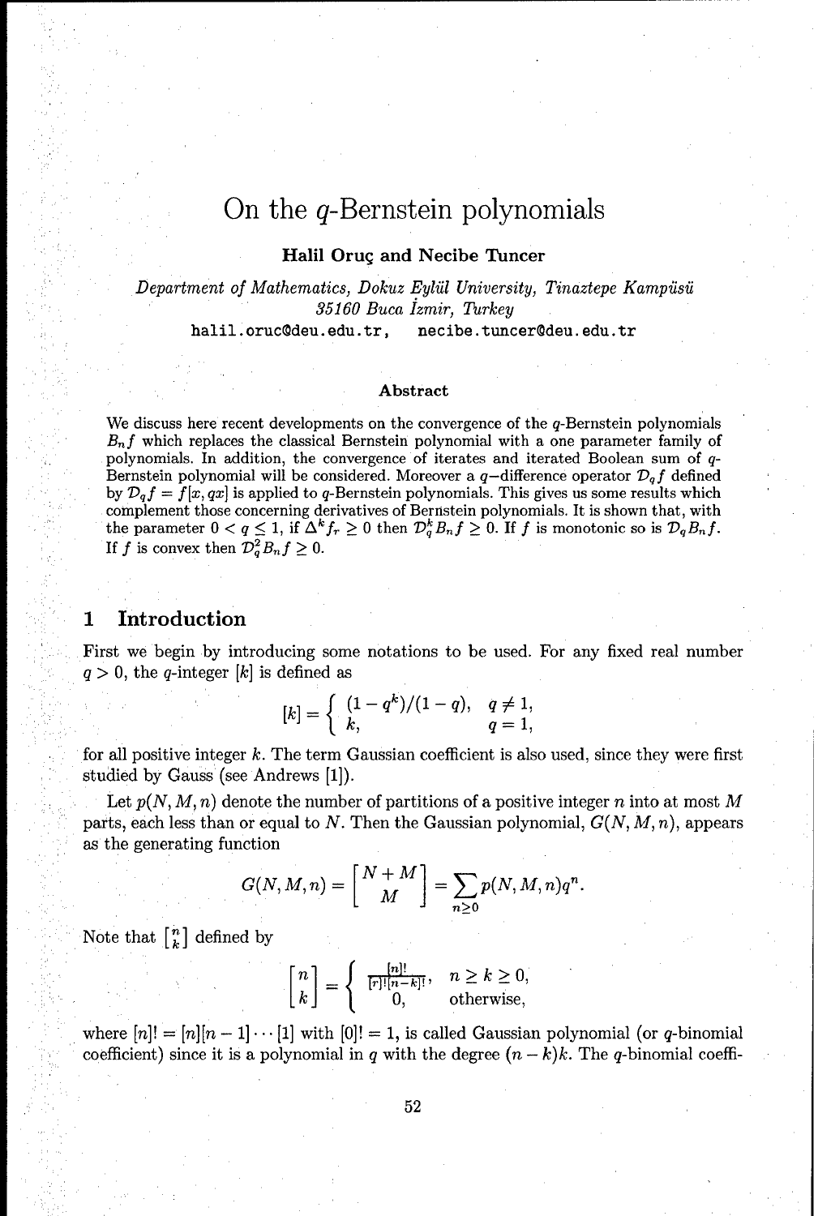# On the $q$-Bernstein polynomials

**Halil Oruç and Necibe Tuncer**

*Department of Mathematics, Dokuz Eylül University, Tinaztepe Kampüsü*
*35160 Buca İzmir, Turkey*

halil.oruc@deu.edu.tr, necibe.tuncer@deu.edu.tr

### Abstract

We discuss here recent developments on the convergence of the $q$-Bernstein polynomials $B_n f$ which replaces the classical Bernstein polynomial with a one parameter family of polynomials. In addition, the convergence of iterates and iterated Boolean sum of $q$-Bernstein polynomial will be considered. Moreover a $q$–difference operator $\mathcal{D}_q f$ defined by $\mathcal{D}_q f = f[x, qx]$ is applied to $q$-Bernstein polynomials. This gives us some results which complement those concerning derivatives of Bernstein polynomials. It is shown that, with the parameter $0 < q \leq 1$, if $\Delta^k f_r \geq 0$ then $\mathcal{D}_q^k B_n f \geq 0$. If $f$ is monotonic so is $\mathcal{D}_q B_n f$. If $f$ is convex then $\mathcal{D}_q^2 B_n f \geq 0$.

## 1 Introduction

First we begin by introducing some notations to be used. For any fixed real number $q > 0$, the $q$-integer $[k]$ is defined as

$$[k] = \begin{cases} (1 - q^k)/(1 - q), & q \neq 1, \\ k, & q = 1, \end{cases}$$

for all positive integer $k$. The term Gaussian coefficient is also used, since they were first studied by Gauss (see Andrews [1]).

Let $p(N, M, n)$ denote the number of partitions of a positive integer $n$ into at most $M$ parts, each less than or equal to $N$. Then the Gaussian polynomial, $G(N, M, n)$, appears as the generating function

$$G(N, M, n) = \begin{bmatrix} N + M \\ M \end{bmatrix} = \sum_{n \geq 0} p(N, M, n) q^n.$$

Note that $\left[ {n \atop k} \right]$ defined by

$$\begin{bmatrix} n \\ k \end{bmatrix} = \begin{cases} \frac{[n]!}{[r]![n-k]!}, & n \geq k \geq 0, \\ 0, & \text{otherwise}, \end{cases}$$

where $[n]! = [n][n-1] \cdots [1]$ with $[0]! = 1$, is called Gaussian polynomial (or $q$-binomial coefficient) since it is a polynomial in $q$ with the degree $(n-k)k$. The $q$-binomial coeffi-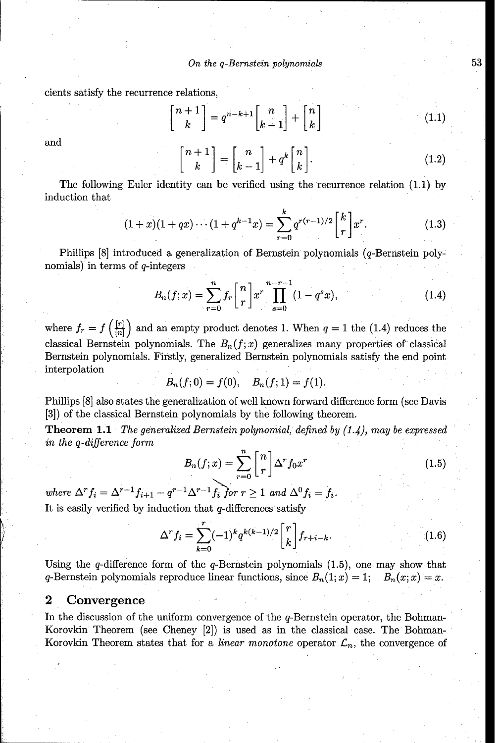cients satisfy the recurrence relations,

$$\begin{bmatrix} n+1 \\ k \end{bmatrix} = q^{n-k+1} \begin{bmatrix} n \\ k-1 \end{bmatrix} + \begin{bmatrix} n \\ k \end{bmatrix} \tag{1.1}$$

and

$$\begin{bmatrix} n+1 \\ k \end{bmatrix} = \begin{bmatrix} n \\ k-1 \end{bmatrix} + q^k \begin{bmatrix} n \\ k \end{bmatrix}. \tag{1.2}$$

The following Euler identity can be verified using the recurrence relation (1.1) by induction that

$$(1+x)(1+qx)\cdots(1+q^{k-1}x) = \sum_{r=0}^{k} q^{r(r-1)/2} \begin{bmatrix} k \\ r \end{bmatrix} x^r. \tag{1.3}$$

Phillips [8] introduced a generalization of Bernstein polynomials ($q$-Bernstein polynomials) in terms of $q$-integers

$$B_n(f;x) = \sum_{r=0}^{n} f_r \begin{bmatrix} n \\ r \end{bmatrix} x^r \prod_{s=0}^{n-r-1} (1-q^s x), \tag{1.4}$$

where $f_r = f\left(\frac{[r]}{[n]}\right)$ and an empty product denotes 1. When $q=1$ the (1.4) reduces the classical Bernstein polynomials. The $B_n(f;x)$ generalizes many properties of classical Bernstein polynomials. Firstly, generalized Bernstein polynomials satisfy the end point interpolation

$$B_n(f;0) = f(0), \quad B_n(f;1) = f(1).$$

Phillips [8] also states the generalization of well known forward difference form (see Davis [3]) of the classical Bernstein polynomials by the following theorem.

**Theorem 1.1** *The generalized Bernstein polynomial, defined by (1.4), may be expressed in the q-difference form*

$$B_n(f;x) = \sum_{r=0}^{n} \begin{bmatrix} n \\ r \end{bmatrix} \Delta^r f_0 x^r \tag{1.5}$$

*where* $\Delta^r f_i = \Delta^{r-1} f_{i+1} - q^{r-1} \Delta^{r-1} f_i$ *for* $r \geq 1$ *and* $\Delta^0 f_i = f_i$.

It is easily verified by induction that $q$-differences satisfy

$$\Delta^r f_i = \sum_{k=0}^{r} (-1)^k q^{k(k-1)/2} \begin{bmatrix} r \\ k \end{bmatrix} f_{r+i-k}. \tag{1.6}$$

Using the $q$-difference form of the $q$-Bernstein polynomials (1.5), one may show that $q$-Bernstein polynomials reproduce linear functions, since $B_n(1;x) = 1; \quad B_n(x;x) = x$.

## 2 Convergence

In the discussion of the uniform convergence of the $q$-Bernstein operator, the Bohman-Korovkin Theorem (see Cheney [2]) is used as in the classical case. The Bohman-Korovkin Theorem states that for a *linear monotone* operator $\mathcal{L}_n$, the convergence of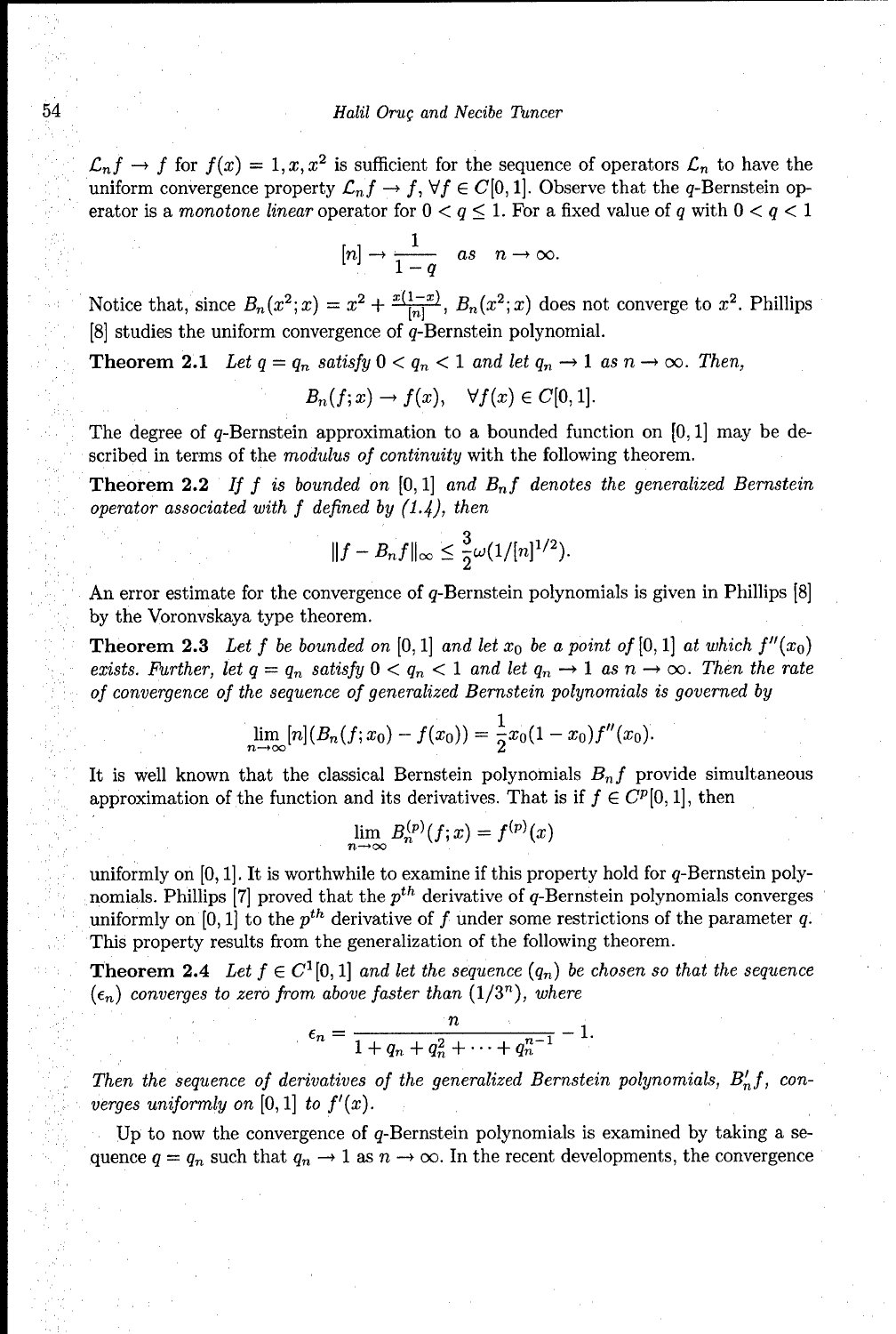$\mathcal{L}_n f \to f$ for $f(x) = 1, x, x^2$ is sufficient for the sequence of operators $\mathcal{L}_n$ to have the uniform convergence property $\mathcal{L}_n f \to f$, $\forall f \in C[0,1]$. Observe that the $q$-Bernstein operator is a *monotone linear* operator for $0 < q \leq 1$. For a fixed value of $q$ with $0 < q < 1$

$$[n] \to \frac{1}{1-q} \quad as \quad n \to \infty.$$

Notice that, since $B_n(x^2; x) = x^2 + \frac{x(1-x)}{[n]}$, $B_n(x^2; x)$ does not converge to $x^2$. Phillips [8] studies the uniform convergence of $q$-Bernstein polynomial.

**Theorem 2.1** *Let $q = q_n$ satisfy $0 < q_n < 1$ and let $q_n \to 1$ as $n \to \infty$. Then,*

$$B_n(f; x) \to f(x), \quad \forall f(x) \in C[0,1].$$

The degree of $q$-Bernstein approximation to a bounded function on $[0,1]$ may be described in terms of the *modulus of continuity* with the following theorem.

**Theorem 2.2** *If $f$ is bounded on $[0,1]$ and $B_n f$ denotes the generalized Bernstein operator associated with $f$ defined by (1.4), then*

$$\|f - B_n f\|_\infty \leq \frac{3}{2}\omega(1/[n]^{1/2}).$$

An error estimate for the convergence of $q$-Bernstein polynomials is given in Phillips [8] by the Voronvskaya type theorem.

**Theorem 2.3** *Let $f$ be bounded on $[0,1]$ and let $x_0$ be a point of $[0,1]$ at which $f''(x_0)$ exists. Further, let $q = q_n$ satisfy $0 < q_n < 1$ and let $q_n \to 1$ as $n \to \infty$. Then the rate of convergence of the sequence of generalized Bernstein polynomials is governed by*

$$\lim_{n\to\infty} [n](B_n(f; x_0) - f(x_0)) = \frac{1}{2}x_0(1 - x_0)f''(x_0).$$

It is well known that the classical Bernstein polynomials $B_n f$ provide simultaneous approximation of the function and its derivatives. That is if $f \in C^p[0,1]$, then

$$\lim_{n\to\infty} B_n^{(p)}(f; x) = f^{(p)}(x)$$

uniformly on $[0,1]$. It is worthwhile to examine if this property hold for $q$-Bernstein polynomials. Phillips [7] proved that the $p^{th}$ derivative of $q$-Bernstein polynomials converges uniformly on $[0,1]$ to the $p^{th}$ derivative of $f$ under some restrictions of the parameter $q$. This property results from the generalization of the following theorem.

**Theorem 2.4** *Let $f \in C^1[0,1]$ and let the sequence $(q_n)$ be chosen so that the sequence $(\epsilon_n)$ converges to zero from above faster than $(1/3^n)$, where*

$$\epsilon_n = \frac{n}{1 + q_n + q_n^2 + \cdots + q_n^{n-1}} - 1.$$

*Then the sequence of derivatives of the generalized Bernstein polynomials, $B_n' f$, converges uniformly on $[0,1]$ to $f'(x)$.*

Up to now the convergence of $q$-Bernstein polynomials is examined by taking a sequence $q = q_n$ such that $q_n \to 1$ as $n \to \infty$. In the recent developments, the convergence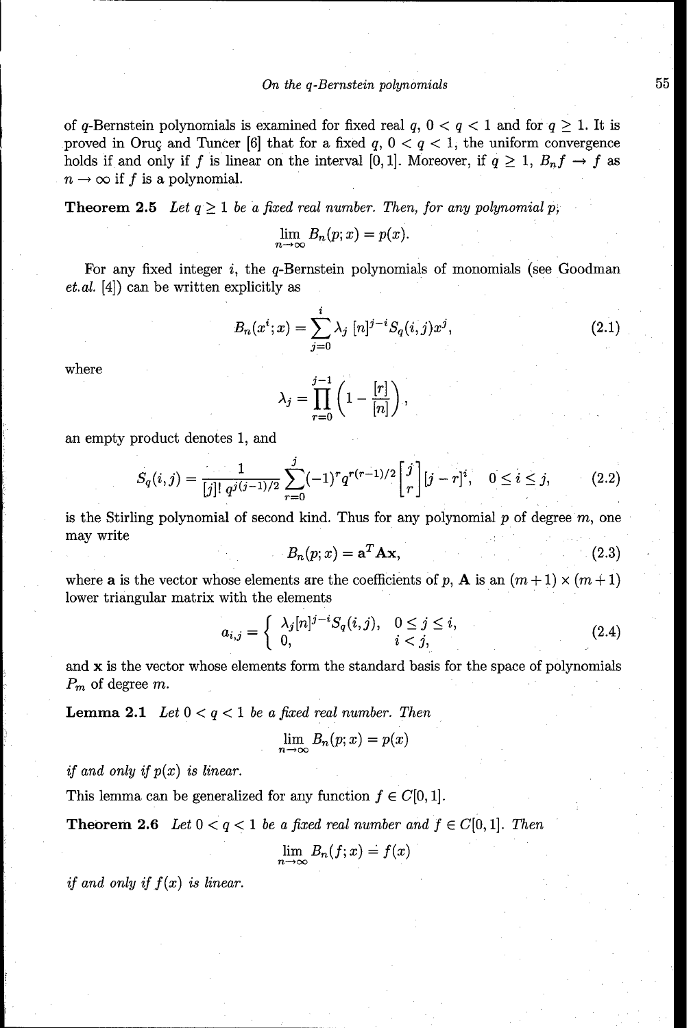of $q$-Bernstein polynomials is examined for fixed real $q$, $0 < q < 1$ and for $q \geq 1$. It is proved in Oruç and Tuncer [6] that for a fixed $q$, $0 < q < 1$, the uniform convergence holds if and only if $f$ is linear on the interval $[0,1]$. Moreover, if $q \geq 1$, $B_n f \to f$ as $n \to \infty$ if $f$ is a polynomial.

**Theorem 2.5** *Let $q \geq 1$ be a fixed real number. Then, for any polynomial $p$,*

$$\lim_{n\to\infty} B_n(p;x) = p(x).$$

For any fixed integer $i$, the $q$-Bernstein polynomials of monomials (see Goodman *et.al.* [4]) can be written explicitly as

$$B_n(x^i;x) = \sum_{j=0}^{i} \lambda_j \, [n]^{j-i} S_q(i,j) x^j, \tag{2.1}$$

where

$$\lambda_j = \prod_{r=0}^{j-1} \left(1 - \frac{[r]}{[n]}\right),$$

an empty product denotes 1, and

$$S_q(i,j) = \frac{1}{[j]! \, q^{j(j-1)/2}} \sum_{r=0}^{j} (-1)^r q^{r(r-1)/2} \begin{bmatrix} j \\ r \end{bmatrix} [j-r]^i, \quad 0 \leq i \leq j, \tag{2.2}$$

is the Stirling polynomial of second kind. Thus for any polynomial $p$ of degree $m$, one may write

$$B_n(p;x) = \mathbf{a}^T \mathbf{A} \mathbf{x}, \tag{2.3}$$

where $\mathbf{a}$ is the vector whose elements are the coefficients of $p$, $\mathbf{A}$ is an $(m+1) \times (m+1)$ lower triangular matrix with the elements

$$a_{i,j} = \begin{cases} \lambda_j [n]^{j-i} S_q(i,j), & 0 \leq j \leq i, \\ 0, & i < j, \end{cases} \tag{2.4}$$

and $\mathbf{x}$ is the vector whose elements form the standard basis for the space of polynomials $P_m$ of degree $m$.

**Lemma 2.1** *Let $0 < q < 1$ be a fixed real number. Then*

$$\lim_{n\to\infty} B_n(p;x) = p(x)$$

*if and only if $p(x)$ is linear.*

This lemma can be generalized for any function $f \in C[0,1]$.

**Theorem 2.6** *Let $0 < q < 1$ be a fixed real number and $f \in C[0,1]$. Then*

$$\lim_{n\to\infty} B_n(f;x) = f(x)$$

*if and only if $f(x)$ is linear.*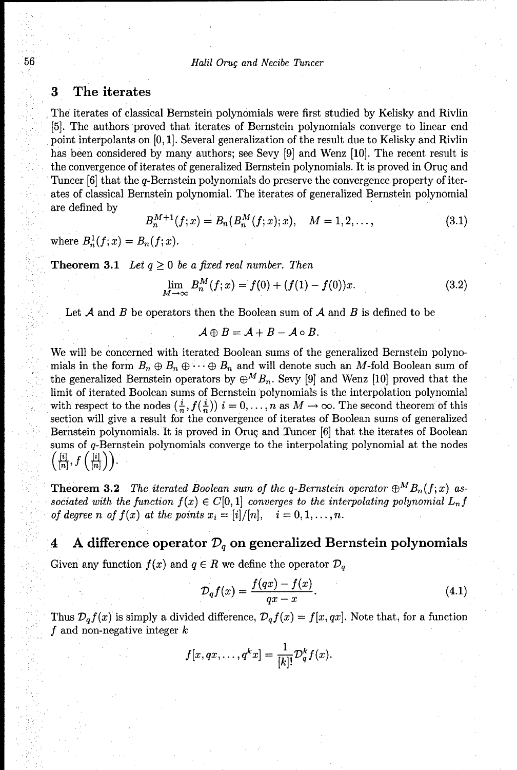## 3 The iterates

The iterates of classical Bernstein polynomials were first studied by Kelisky and Rivlin [5]. The authors proved that iterates of Bernstein polynomials converge to linear end point interpolants on $[0, 1]$. Several generalization of the result due to Kelisky and Rivlin has been considered by many authors; see Sevy [9] and Wenz [10]. The recent result is the convergence of iterates of generalized Bernstein polynomials. It is proved in Oruç and Tuncer [6] that the $q$-Bernstein polynomials do preserve the convergence property of iterates of classical Bernstein polynomial. The iterates of generalized Bernstein polynomial are defined by

$$B_n^{M+1}(f; x) = B_n(B_n^M(f; x); x), \quad M = 1, 2, \ldots, \tag{3.1}$$

where $B_n^1(f; x) = B_n(f; x)$.

**Theorem 3.1** *Let $q \geq 0$ be a fixed real number. Then*

$$\lim_{M \to \infty} B_n^M(f; x) = f(0) + (f(1) - f(0))x. \tag{3.2}$$

Let $\mathcal{A}$ and $B$ be operators then the Boolean sum of $\mathcal{A}$ and $B$ is defined to be

$$\mathcal{A} \oplus B = \mathcal{A} + B - \mathcal{A} \circ B.$$

We will be concerned with iterated Boolean sums of the generalized Bernstein polynomials in the form $B_n \oplus B_n \oplus \cdots \oplus B_n$ and will denote such an $M$-fold Boolean sum of the generalized Bernstein operators by $\oplus^M B_n$. Sevy [9] and Wenz [10] proved that the limit of iterated Boolean sums of Bernstein polynomials is the interpolation polynomial with respect to the nodes $(\frac{i}{n}, f(\frac{i}{n}))$ $i = 0, \ldots, n$ as $M \to \infty$. The second theorem of this section will give a result for the convergence of iterates of Boolean sums of generalized Bernstein polynomials. It is proved in Oruç and Tuncer [6] that the iterates of Boolean sums of $q$-Bernstein polynomials converge to the interpolating polynomial at the nodes $\left(\frac{[i]}{[n]}, f\left(\frac{[i]}{[n]}\right)\right)$.

**Theorem 3.2** *The iterated Boolean sum of the $q$-Bernstein operator $\oplus^M B_n(f; x)$ associated with the function $f(x) \in C[0, 1]$ converges to the interpolating polynomial $L_n f$ of degree $n$ of $f(x)$ at the points $x_i = [i]/[n]$, $i = 0, 1, \ldots, n$.*

## 4 A difference operator $\mathcal{D}_q$ on generalized Bernstein polynomials

Given any function $f(x)$ and $q \in R$ we define the operator $\mathcal{D}_q$

$$\mathcal{D}_q f(x) = \frac{f(qx) - f(x)}{qx - x}. \tag{4.1}$$

Thus $\mathcal{D}_q f(x)$ is simply a divided difference, $\mathcal{D}_q f(x) = f[x, qx]$. Note that, for a function $f$ and non-negative integer $k$

$$f[x, qx, \ldots, q^k x] = \frac{1}{[k]!} \mathcal{D}_q^k f(x).$$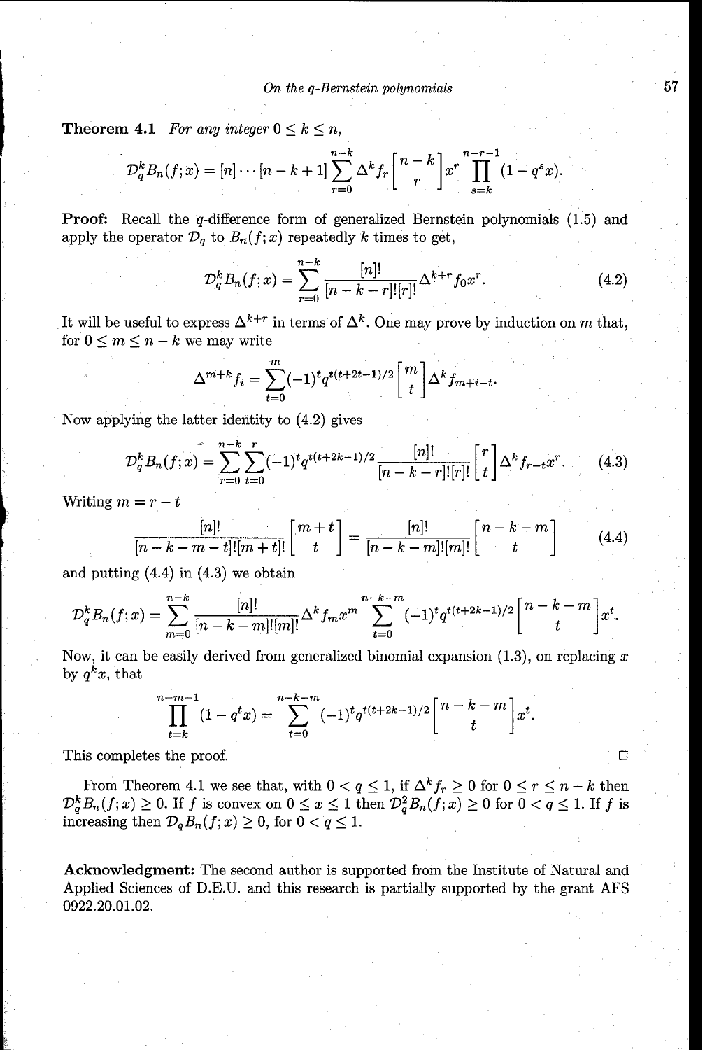**Theorem 4.1** *For any integer $0 \le k \le n$,*

$$\mathcal{D}_q^k B_n(f;x) = [n]\cdots[n-k+1]\sum_{r=0}^{n-k} \Delta^k f_r \begin{bmatrix} n-k \\ r \end{bmatrix} x^r \prod_{s=k}^{n-r-1}(1-q^s x).$$

**Proof:** Recall the $q$-difference form of generalized Bernstein polynomials (1.5) and apply the operator $\mathcal{D}_q$ to $B_n(f;x)$ repeatedly $k$ times to get,

$$\mathcal{D}_q^k B_n(f;x) = \sum_{r=0}^{n-k} \frac{[n]!}{[n-k-r]![r]!} \Delta^{k+r} f_0 x^r. \tag{4.2}$$

It will be useful to express $\Delta^{k+r}$ in terms of $\Delta^k$. One may prove by induction on $m$ that, for $0 \le m \le n-k$ we may write

$$\Delta^{m+k} f_i = \sum_{t=0}^{m} (-1)^t q^{t(t+2t-1)/2} \begin{bmatrix} m \\ t \end{bmatrix} \Delta^k f_{m+i-t}.$$

Now applying the latter identity to (4.2) gives

$$\mathcal{D}_q^k B_n(f;x) = \sum_{r=0}^{n-k}\sum_{t=0}^{r} (-1)^t q^{t(t+2k-1)/2} \frac{[n]!}{[n-k-r]![r]!} \begin{bmatrix} r \\ t \end{bmatrix} \Delta^k f_{r-t} x^r. \tag{4.3}$$

Writing $m = r - t$

$$\frac{[n]!}{[n-k-m-t]![m+t]!} \begin{bmatrix} m+t \\ t \end{bmatrix} = \frac{[n]!}{[n-k-m]![m]!} \begin{bmatrix} n-k-m \\ t \end{bmatrix} \tag{4.4}$$

and putting (4.4) in (4.3) we obtain

$$\mathcal{D}_q^k B_n(f;x) = \sum_{m=0}^{n-k} \frac{[n]!}{[n-k-m]![m]!} \Delta^k f_m x^m \sum_{t=0}^{n-k-m} (-1)^t q^{t(t+2k-1)/2} \begin{bmatrix} n-k-m \\ t \end{bmatrix} x^t.$$

Now, it can be easily derived from generalized binomial expansion (1.3), on replacing $x$ by $q^k x$, that

$$\prod_{t=k}^{n-m-1} (1-q^t x) = \sum_{t=0}^{n-k-m} (-1)^t q^{t(t+2k-1)/2} \begin{bmatrix} n-k-m \\ t \end{bmatrix} x^t.$$

This completes the proof. □

From Theorem 4.1 we see that, with $0 < q \le 1$, if $\Delta^k f_r \ge 0$ for $0 \le r \le n-k$ then $\mathcal{D}_q^k B_n(f;x) \ge 0$. If $f$ is convex on $0 \le x \le 1$ then $\mathcal{D}_q^2 B_n(f;x) \ge 0$ for $0 < q \le 1$. If $f$ is increasing then $\mathcal{D}_q B_n(f;x) \ge 0$, for $0 < q \le 1$.

**Acknowledgment:** The second author is supported from the Institute of Natural and Applied Sciences of D.E.U. and this research is partially supported by the grant AFS 0922.20.01.02.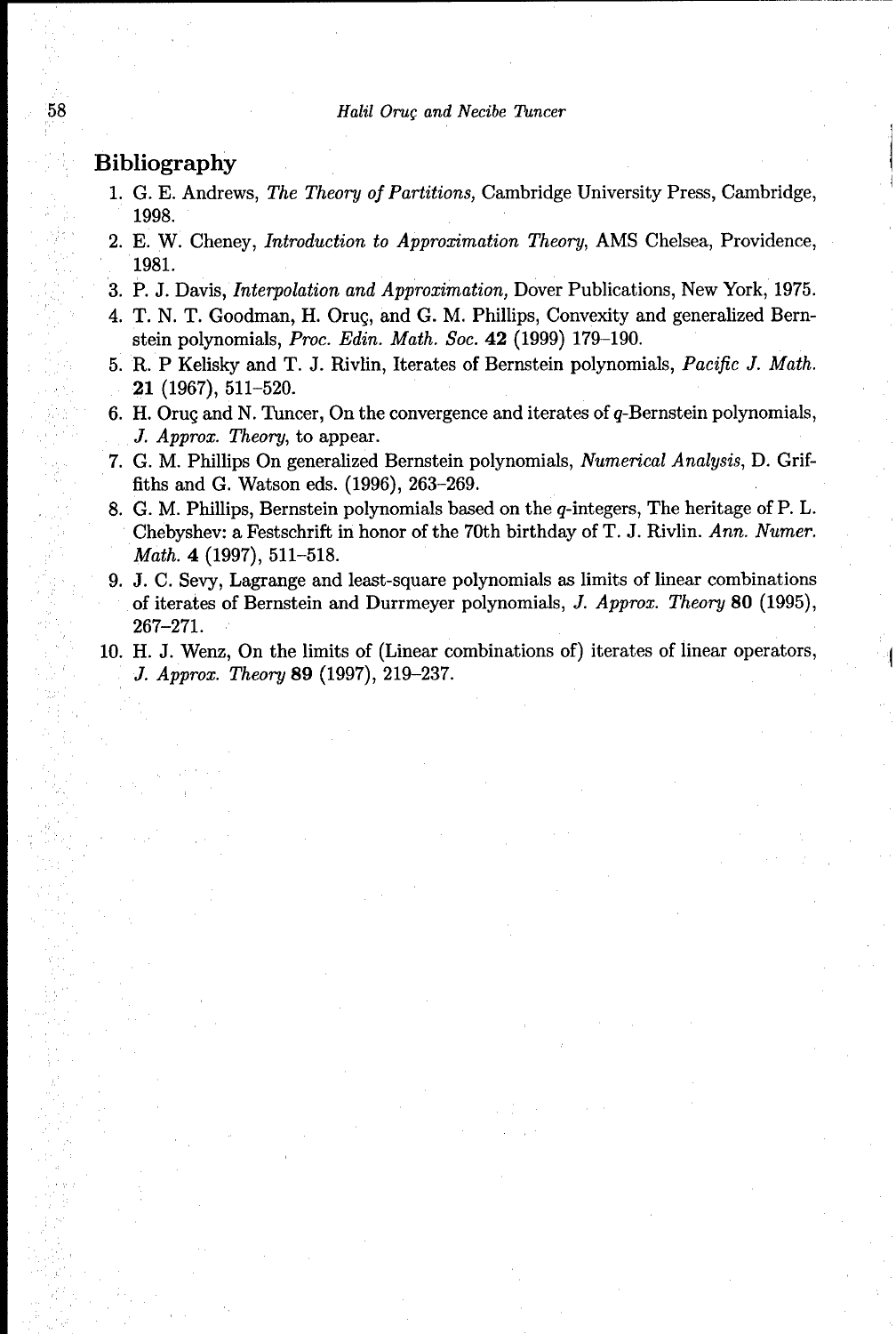## Bibliography

1. G. E. Andrews, *The Theory of Partitions,* Cambridge University Press, Cambridge, 1998.
2. E. W. Cheney, *Introduction to Approximation Theory,* AMS Chelsea, Providence, 1981.
3. P. J. Davis, *Interpolation and Approximation,* Dover Publications, New York, 1975.
4. T. N. T. Goodman, H. Oruç, and G. M. Phillips, Convexity and generalized Bernstein polynomials, *Proc. Edin. Math. Soc.* **42** (1999) 179–190.
5. R. P Kelisky and T. J. Rivlin, Iterates of Bernstein polynomials, *Pacific J. Math.* **21** (1967), 511–520.
6. H. Oruç and N. Tuncer, On the convergence and iterates of $q$-Bernstein polynomials, *J. Approx. Theory,* to appear.
7. G. M. Phillips On generalized Bernstein polynomials, *Numerical Analysis*, D. Griffiths and G. Watson eds. (1996), 263–269.
8. G. M. Phillips, Bernstein polynomials based on the $q$-integers, The heritage of P. L. Chebyshev: a Festschrift in honor of the 70th birthday of T. J. Rivlin. *Ann. Numer. Math.* **4** (1997), 511–518.
9. J. C. Sevy, Lagrange and least-square polynomials as limits of linear combinations of iterates of Bernstein and Durrmeyer polynomials, *J. Approx. Theory* **80** (1995), 267–271.
10. H. J. Wenz, On the limits of (Linear combinations of) iterates of linear operators, *J. Approx. Theory* **89** (1997), 219–237.